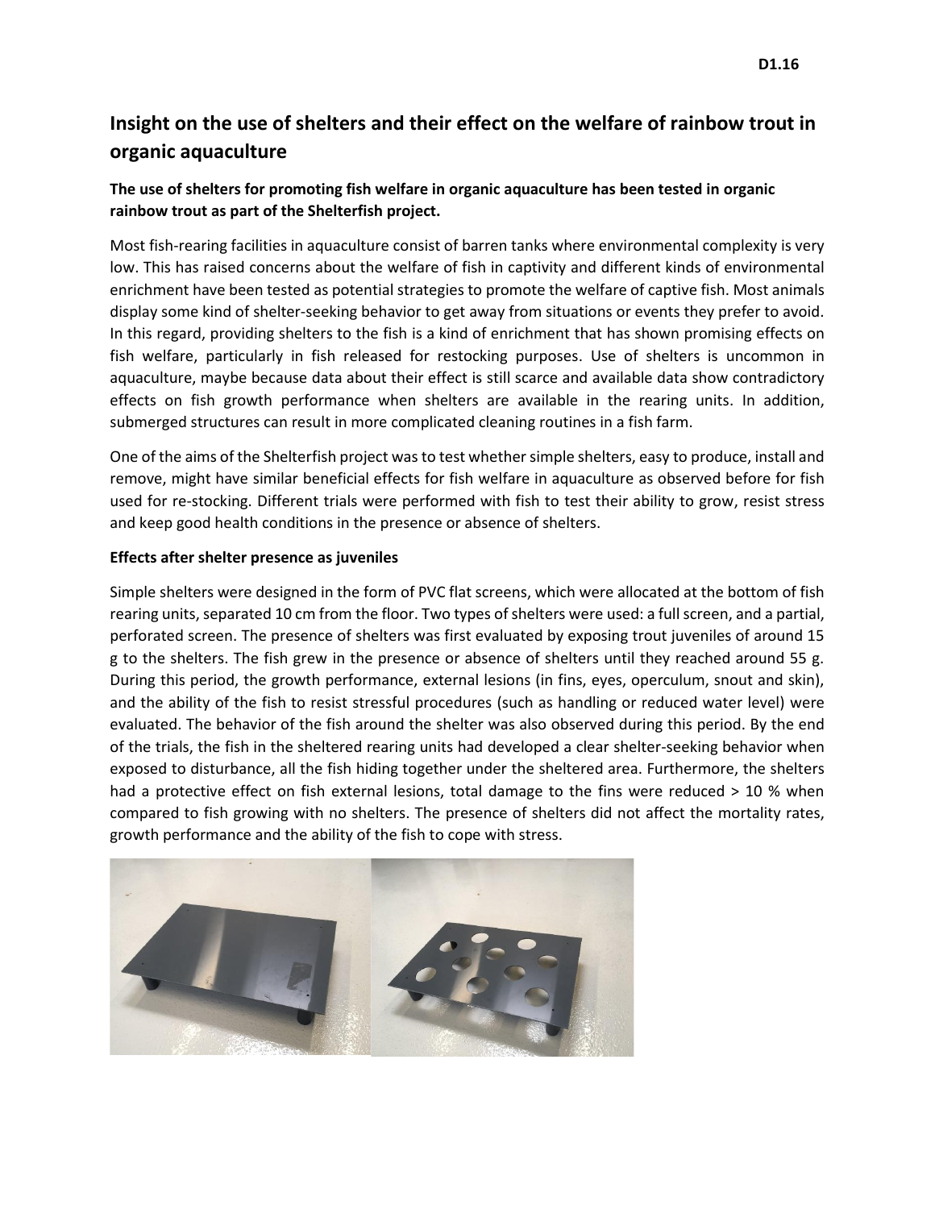# Insight on the use of shelters and their effect on the welfare of rainbow trout in organic aquaculture

**The use of shelters for promoting fish welfare in organic aquaculture has been tested in organic rainbow trout as part of the Shelterfish project.**

Most fish-rearing facilities in aquaculture consist of barren tanks where environmental complexity is very low. This has raised concerns about the welfare of fish in captivity and different kinds of environmental enrichment have been tested as potential strategies to promote the welfare of captive fish. Most animals display some kind of shelter-seeking behavior to get away from situations or events they prefer to avoid. In this regard, providing shelters to the fish is a kind of enrichment that has shown promising effects on fish welfare, particularly in fish released for restocking purposes. Use of shelters is uncommon in aquaculture, maybe because data about their effect is still scarce and available data show contradictory effects on fish growth performance when shelters are available in the rearing units. In addition, submerged structures can result in more complicated cleaning routines in a fish farm.

One of the aims of the Shelterfish project was to test whether simple shelters, easy to produce, install and remove, might have similar beneficial effects for fish welfare in aquaculture as observed before for fish used for re-stocking. Different trials were performed with fish to test their ability to grow, resist stress and keep good health conditions in the presence or absence of shelters.

**Effects after shelter presence as juveniles**

Simple shelters were designed in the form of PVC flat screens, which were allocated at the bottom of fish rearing units, separated 10 cm from the floor. Two types of shelters were used: a full screen, and a partial, perforated screen. The presence of shelters was first evaluated by exposing trout juveniles of around 15 g to the shelters. The fish grew in the presence or absence of shelters until they reached around 55 g. During this period, the growth performance, external lesions (in fins, eyes, operculum, snout and skin), and the ability of the fish to resist stressful procedures (such as handling or reduced water level) were evaluated. The behavior of the fish around the shelter was also observed during this period. By the end of the trials, the fish in the sheltered rearing units had developed a clear shelter-seeking behavior when exposed to disturbance, all the fish hiding together under the sheltered area. Furthermore, the shelters had a protective effect on fish external lesions, total damage to the fins were reduced > 10 % when compared to fish growing with no shelters. The presence of shelters did not affect the mortality rates, growth performance and the ability of the fish to cope with stress.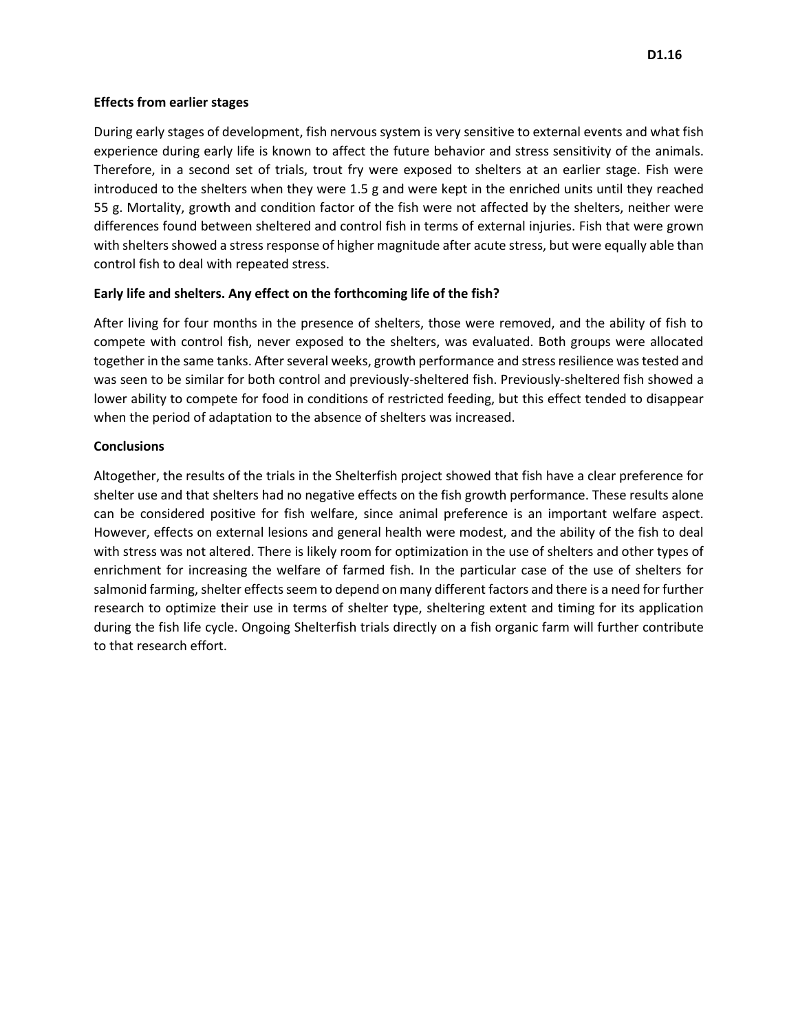### Effects from earlier stages

During early stages of development, fish nervous system is very sensitive to external events and what fish experience during early life is known to affect the future behavior and stress sensitivity of the animals. Therefore, in a second set of trials, trout fry were exposed to shelters at an earlier stage. Fish were introduced to the shelters when they were 1.5 g and were kept in the enriched units until they reached 55 g. Mortality, growth and condition factor of the fish were not affected by the shelters, neither were differences found between sheltered and control fish in terms of external injuries. Fish that were grown with shelters showed a stress response of higher magnitude after acute stress, but were equally able than control fish to deal with repeated stress.

### Early life and shelters. Any effect on the forthcoming life of the fish?

After living for four months in the presence of shelters, those were removed, and the ability of fish to compete with control fish, never exposed to the shelters, was evaluated. Both groups were allocated together in the same tanks. After several weeks, growth performance and stress resilience was tested and was seen to be similar for both control and previously-sheltered fish. Previously-sheltered fish showed a lower ability to compete for food in conditions of restricted feeding, but this effect tended to disappear when the period of adaptation to the absence of shelters was increased.

### Conclusions

Altogether, the results of the trials in the Shelterfish project showed that fish have a clear preference for shelter use and that shelters had no negative effects on the fish growth performance. These results alone can be considered positive for fish welfare, since animal preference is an important welfare aspect. However, effects on external lesions and general health were modest, and the ability of the fish to deal with stress was not altered. There is likely room for optimization in the use of shelters and other types of enrichment for increasing the welfare of farmed fish. In the particular case of the use of shelters for salmonid farming, shelter effects seem to depend on many different factors and there is a need for further research to optimize their use in terms of shelter type, sheltering extent and timing for its application during the fish life cycle. Ongoing Shelterfish trials directly on a fish organic farm will further contribute to that research effort.